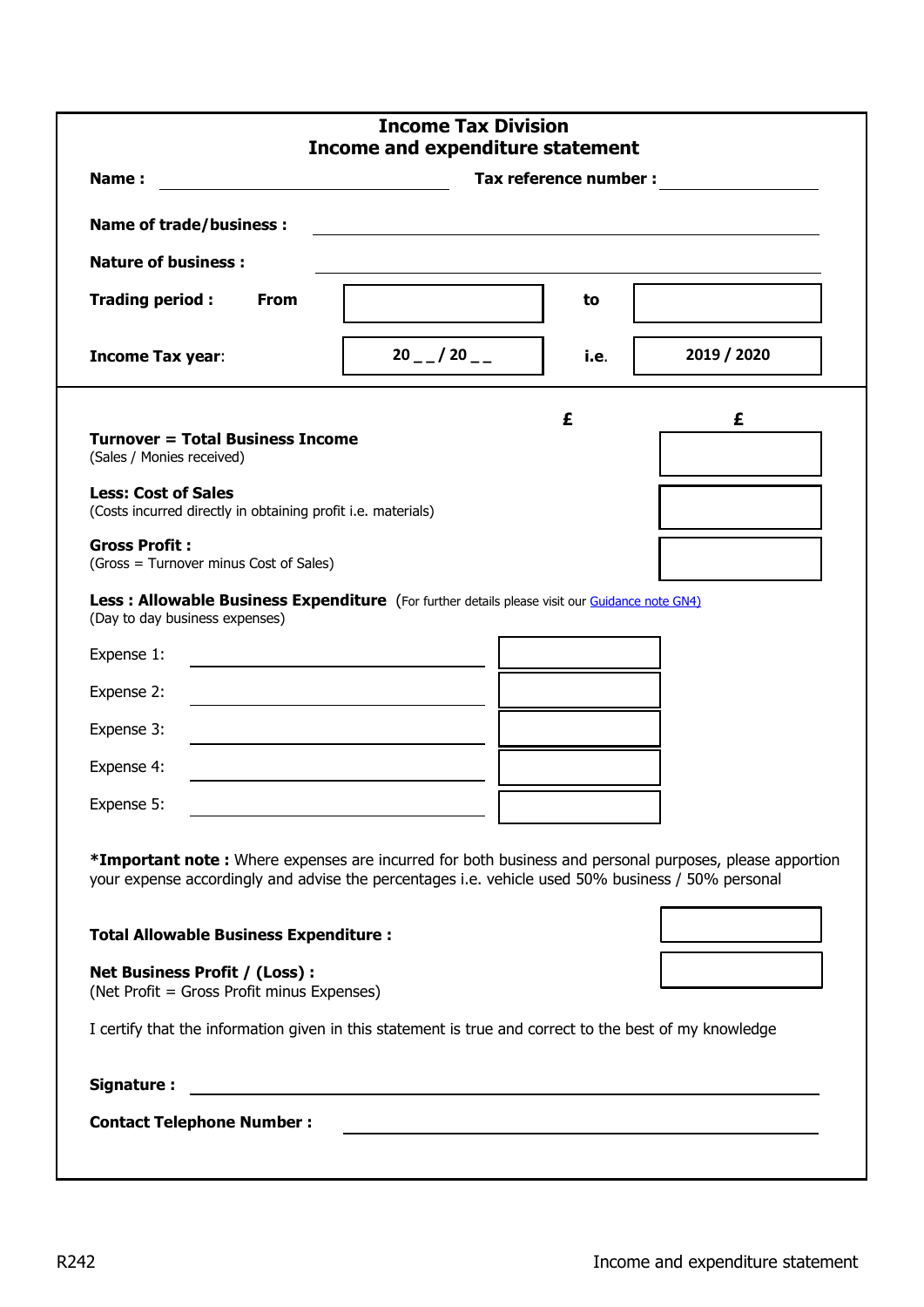# Income Tax Division
## Income and expenditure statement

**Name :** ______________________ **Tax reference number :** ______________

**Name of trade/business :** ______________________________

**Nature of business :** ______________________________

| | | | | |
|---|---|---|---|---|
| **Trading period :** | **From** | | **to** | |
| **Income Tax year**: | | **20 _ _ / 20 _ _** | **i.e.** | **2019 / 2020** |

| | £ | £ |
|---|---|---|
| **Turnover = Total Business Income** (Sales / Monies received) | | |
| **Less: Cost of Sales** (Costs incurred directly in obtaining profit i.e. materials) | | |
| **Gross Profit :** (Gross = Turnover minus Cost of Sales) | | |

**Less : Allowable Business Expenditure** (For further details please visit our Guidance note GN4)
(Day to day business expenses)

| | | £ |
|---|---|---|
| Expense 1: | ______________ | |
| Expense 2: | ______________ | |
| Expense 3: | ______________ | |
| Expense 4: | ______________ | |
| Expense 5: | ______________ | |

***Important note :** Where expenses are incurred for both business and personal purposes, please apportion your expense accordingly and advise the percentages i.e. vehicle used 50% business / 50% personal

| | £ |
|---|---|
| **Total Allowable Business Expenditure :** | |
| **Net Business Profit / (Loss) :** (Net Profit = Gross Profit minus Expenses) | |

I certify that the information given in this statement is true and correct to the best of my knowledge

**Signature :** ______________________________

**Contact Telephone Number :** ______________________________

R242 Income and expenditure statement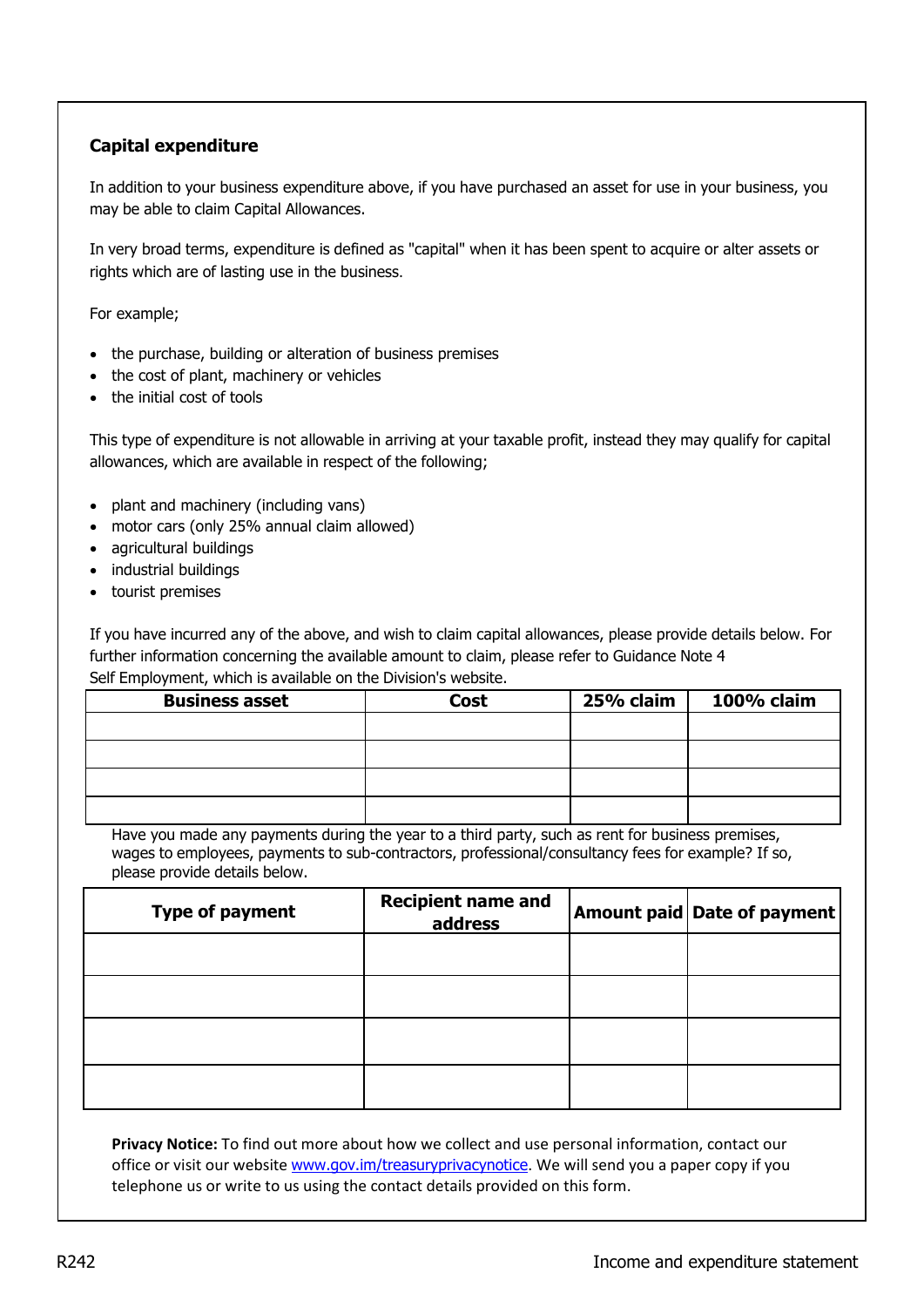## Capital expenditure

In addition to your business expenditure above, if you have purchased an asset for use in your business, you may be able to claim Capital Allowances.

In very broad terms, expenditure is defined as "capital" when it has been spent to acquire or alter assets or rights which are of lasting use in the business.

For example;

- the purchase, building or alteration of business premises
- the cost of plant, machinery or vehicles
- the initial cost of tools

This type of expenditure is not allowable in arriving at your taxable profit, instead they may qualify for capital allowances, which are available in respect of the following;

- plant and machinery (including vans)
- motor cars (only 25% annual claim allowed)
- agricultural buildings
- industrial buildings
- tourist premises

If you have incurred any of the above, and wish to claim capital allowances, please provide details below. For further information concerning the available amount to claim, please refer to Guidance Note 4 Self Employment, which is available on the Division's website.

| Business asset | Cost | 25% claim | 100% claim |
|---|---|---|---|
| | | | |
| | | | |
| | | | |
| | | | |

Have you made any payments during the year to a third party, such as rent for business premises, wages to employees, payments to sub-contractors, professional/consultancy fees for example? If so, please provide details below.

| Type of payment | Recipient name and address | Amount paid | Date of payment |
|---|---|---|---|
| | | | |
| | | | |
| | | | |
| | | | |

**Privacy Notice:** To find out more about how we collect and use personal information, contact our office or visit our website www.gov.im/treasuryprivacynotice. We will send you a paper copy if you telephone us or write to us using the contact details provided on this form.